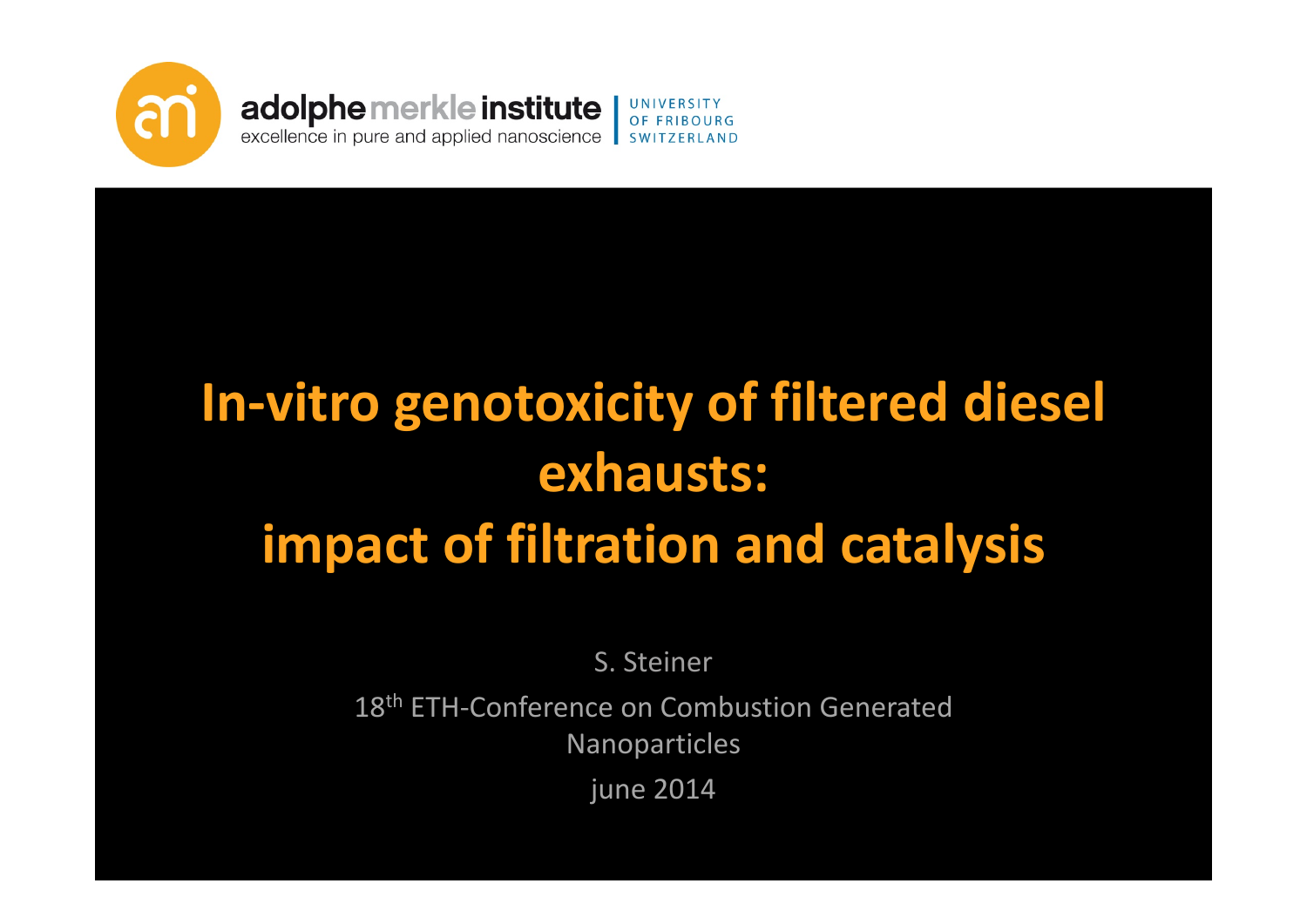adolphe merkle institute
excellence in pure and applied nanoscience

UNIVERSITY OF FRIBOURG SWITZERLAND

# In-vitro genotoxicity of filtered diesel exhausts: impact of filtration and catalysis

S. Steiner

18th ETH-Conference on Combustion Generated Nanoparticles

june 2014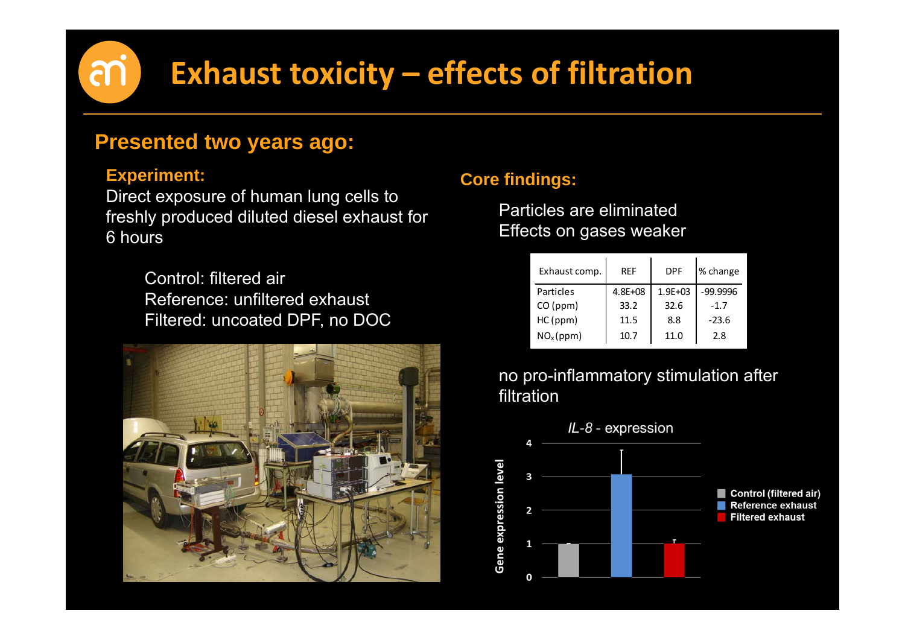# Exhaust toxicity – effects of filtration

## Presented two years ago:

### Experiment:

Direct exposure of human lung cells to freshly produced diluted diesel exhaust for 6 hours

Control: filtered air
Reference: unfiltered exhaust
Filtered: uncoated DPF, no DOC

### Core findings:

Particles are eliminated
Effects on gases weaker

| Exhaust comp. | REF | DPF | % change |
|---|---|---|---|
| Particles | 4.8E+08 | 1.9E+03 | -99.9996 |
| CO (ppm) | 33.2 | 32.6 | -1.7 |
| HC (ppm) | 11.5 | 8.8 | -23.6 |
| $NO_x$ (ppm) | 10.7 | 11.0 | 2.8 |

no pro-inflammatory stimulation after filtration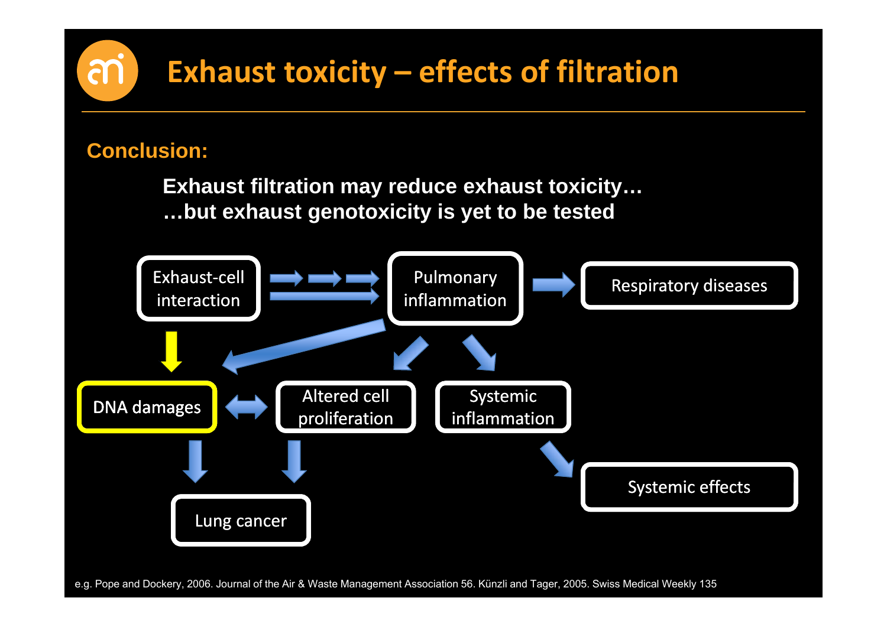# Exhaust toxicity – effects of filtration

**Conclusion:**

**Exhaust filtration may reduce exhaust toxicity…**
**…but exhaust genotoxicity is yet to be tested**

Exhaust-cell interaction

Pulmonary inflammation

Respiratory diseases

DNA damages

Altered cell proliferation

Systemic inflammation

Systemic effects

Lung cancer

e.g. Pope and Dockery, 2006. Journal of the Air & Waste Management Association 56. Künzli and Tager, 2005. Swiss Medical Weekly 135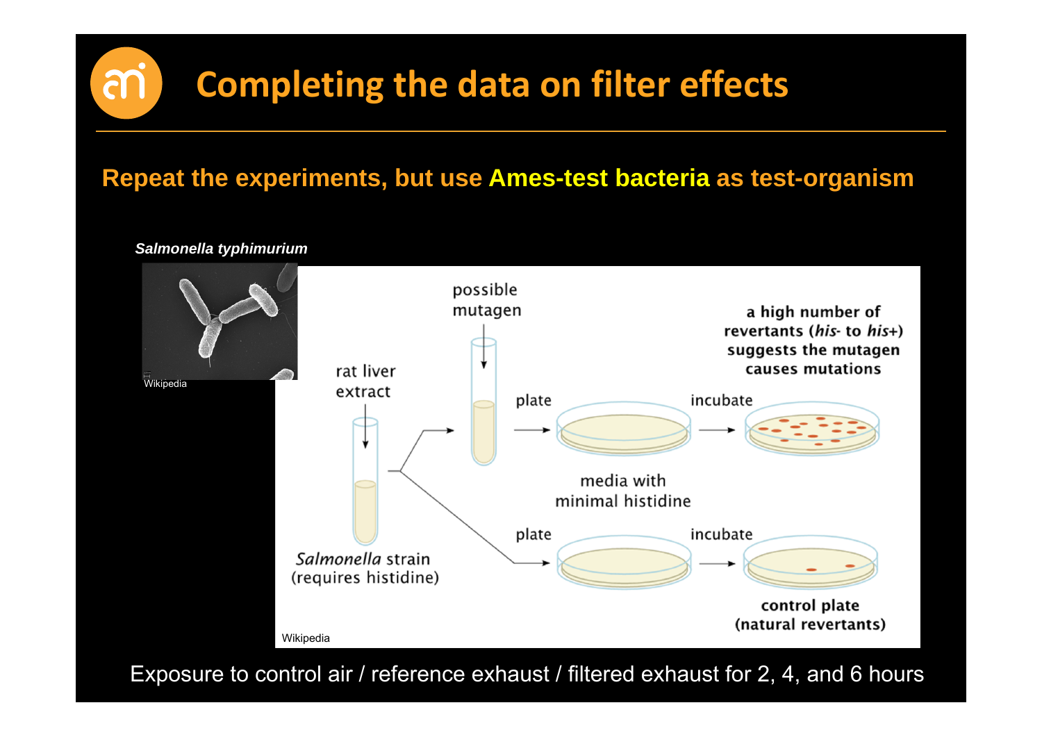# Completing the data on filter effects

**Repeat the experiments, but use Ames-test bacteria as test-organism**

***Salmonella typhimurium***

Wikipedia

possible mutagen

rat liver extract

plate

incubate

a high number of revertants (*his*- to *his*+) suggests the mutagen causes mutations

media with minimal histidine

*Salmonella* strain (requires histidine)

plate

incubate

control plate (natural revertants)

Wikipedia

Exposure to control air / reference exhaust / filtered exhaust for 2, 4, and 6 hours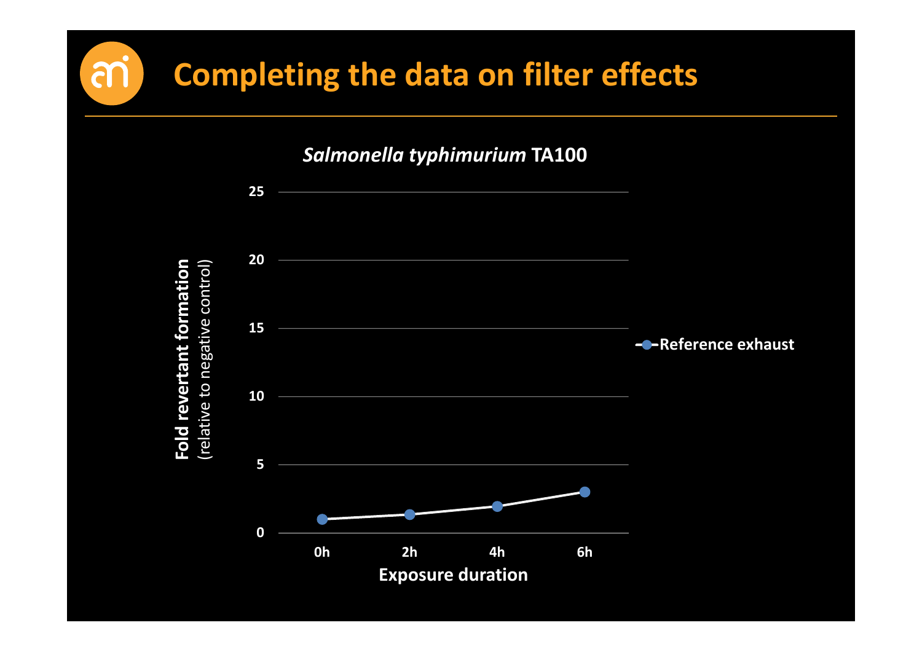# Completing the data on filter effects

*Salmonella typhimurium* TA100

Fold revertant formation (relative to negative control)

Exposure duration: 0h, 2h, 4h, 6h

Reference exhaust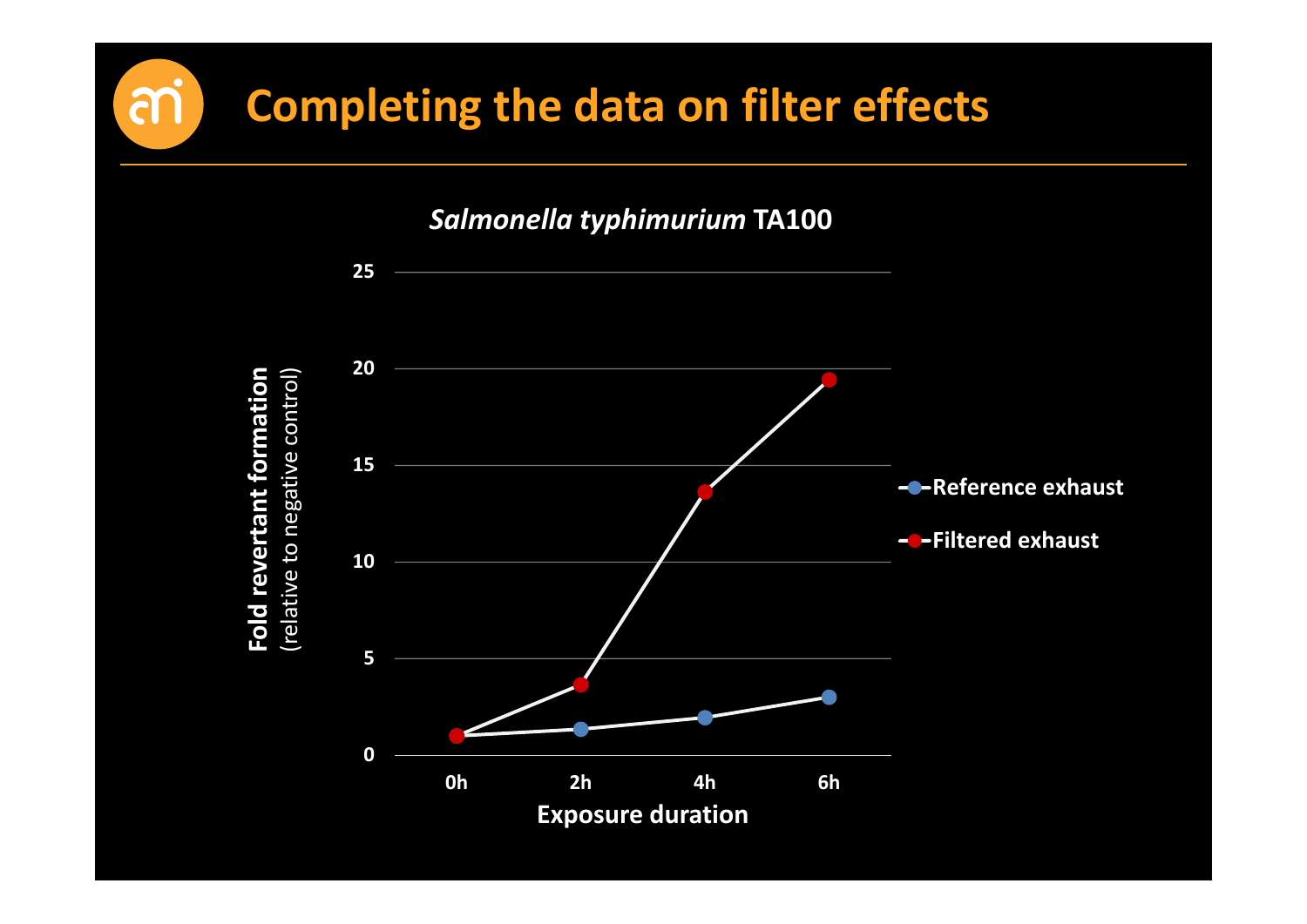# Completing the data on filter effects

*Salmonella typhimurium* TA100

**Fold revertant formation** (relative to negative control)

| Exposure duration | Reference exhaust | Filtered exhaust |
|---|---|---|
| 0h | 1 | 1 |
| 2h | 1.4 | 3.6 |
| 4h | 1.9 | 13.6 |
| 6h | 3.0 | 19.4 |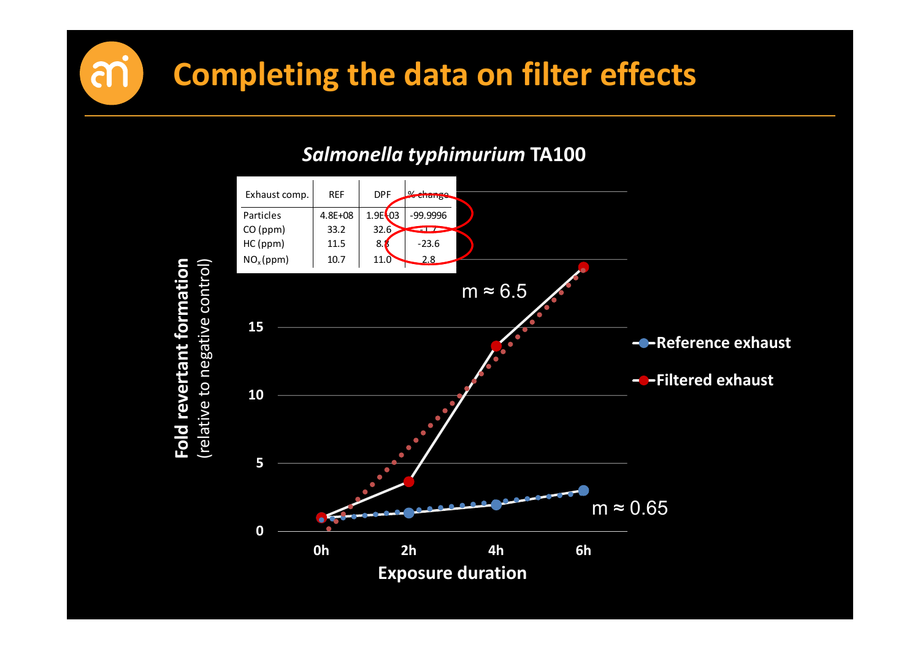# Completing the data on filter effects

*Salmonella typhimurium* TA100

| Exhaust comp. | REF | DPF | % change |
|---|---|---|---|
| Particles | 4.8E+08 | 1.9E+03 | -99.9996 |
| CO (ppm) | 33.2 | 32.6 | -1.7 |
| HC (ppm) | 11.5 | 8.8 | -23.6 |
| $NO_x$ (ppm) | 10.7 | 11.0 | 2.8 |

**Fold revertant formation** (relative to negative control)

**Exposure duration**: 0h, 2h, 4h, 6h

- Reference exhaust: m ≈ 0.65
- Filtered exhaust: m ≈ 6.5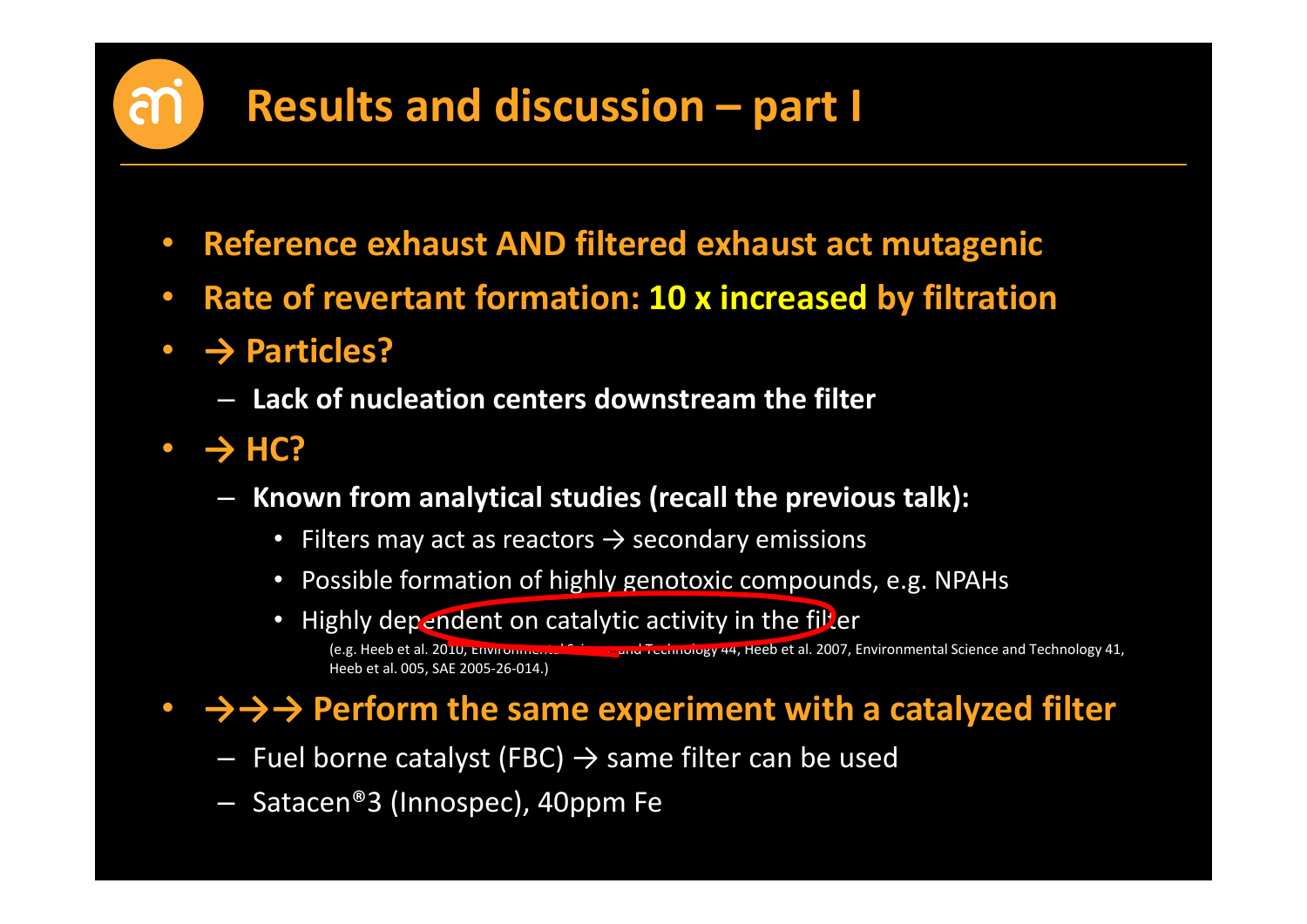# Results and discussion – part I

- **Reference exhaust AND filtered exhaust act mutagenic**
- **Rate of revertant formation: 10 x increased by filtration**
- **→ Particles?**
  - **Lack of nucleation centers downstream the filter**
- **→ HC?**
  - **Known from analytical studies (recall the previous talk):**
    - Filters may act as reactors → secondary emissions
    - Possible formation of highly genotoxic compounds, e.g. NPAHs
    - Highly dependent on catalytic activity in the filter

      (e.g. Heeb et al. 2010, Environmental Science and Technology 44, Heeb et al. 2007, Environmental Science and Technology 41, Heeb et al. 005, SAE 2005-26-014.)
- **→→→ Perform the same experiment with a catalyzed filter**
  - Fuel borne catalyst (FBC) → same filter can be used
  - Satacen®3 (Innospec), 40ppm Fe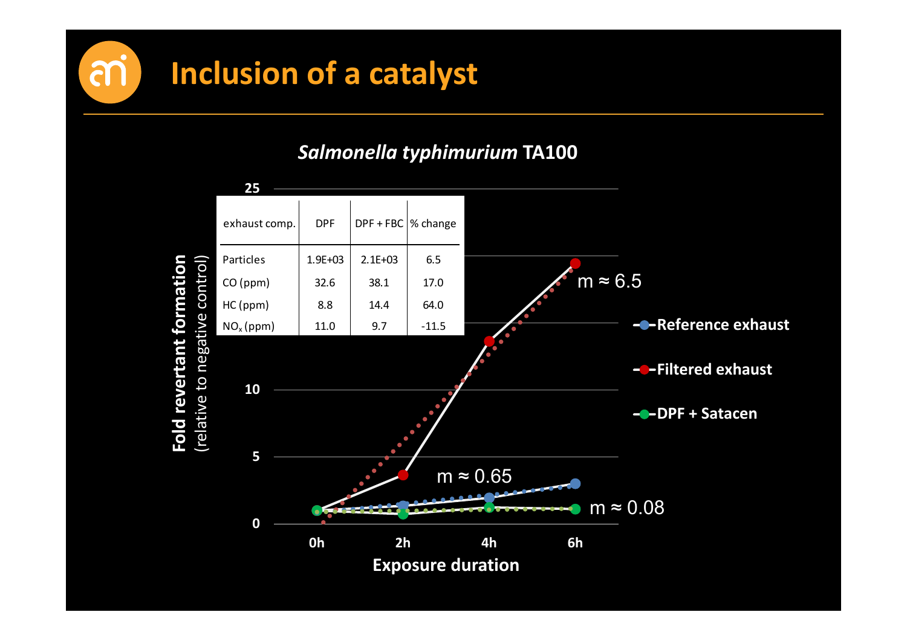# Inclusion of a catalyst

*Salmonella typhimurium* TA100

| exhaust comp. | DPF | DPF + FBC | % change |
|---|---|---|---|
| Particles | 1.9E+03 | 2.1E+03 | 6.5 |
| CO (ppm) | 32.6 | 38.1 | 17.0 |
| HC (ppm) | 8.8 | 14.4 | 64.0 |
| $NO_x$ (ppm) | 11.0 | 9.7 | -11.5 |

**Fold revertant formation** (relative to negative control)

**Exposure duration**: 0h, 2h, 4h, 6h

- Reference exhaust
- Filtered exhaust
- DPF + Satacen

m ≈ 6.5

m ≈ 0.65

m ≈ 0.08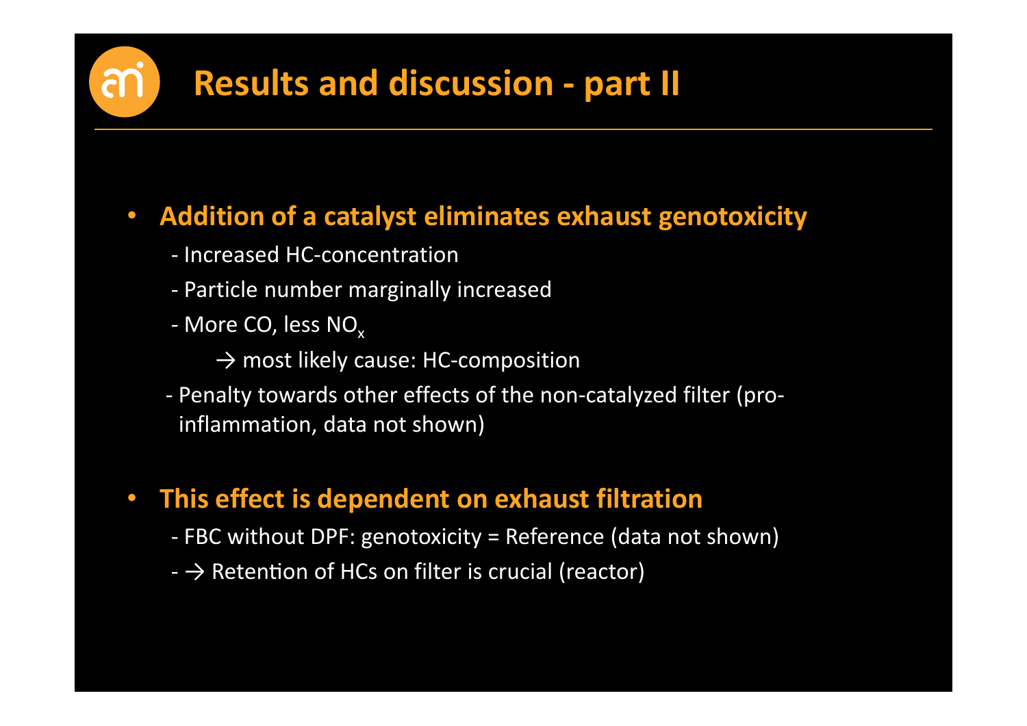# Results and discussion - part II

- **Addition of a catalyst eliminates exhaust genotoxicity**
  - Increased HC-concentration
  - Particle number marginally increased
  - More CO, less $NO_x$
    - → most likely cause: HC-composition
  - Penalty towards other effects of the non-catalyzed filter (pro-inflammation, data not shown)

- **This effect is dependent on exhaust filtration**
  - FBC without DPF: genotoxicity = Reference (data not shown)
  - → Retention of HCs on filter is crucial (reactor)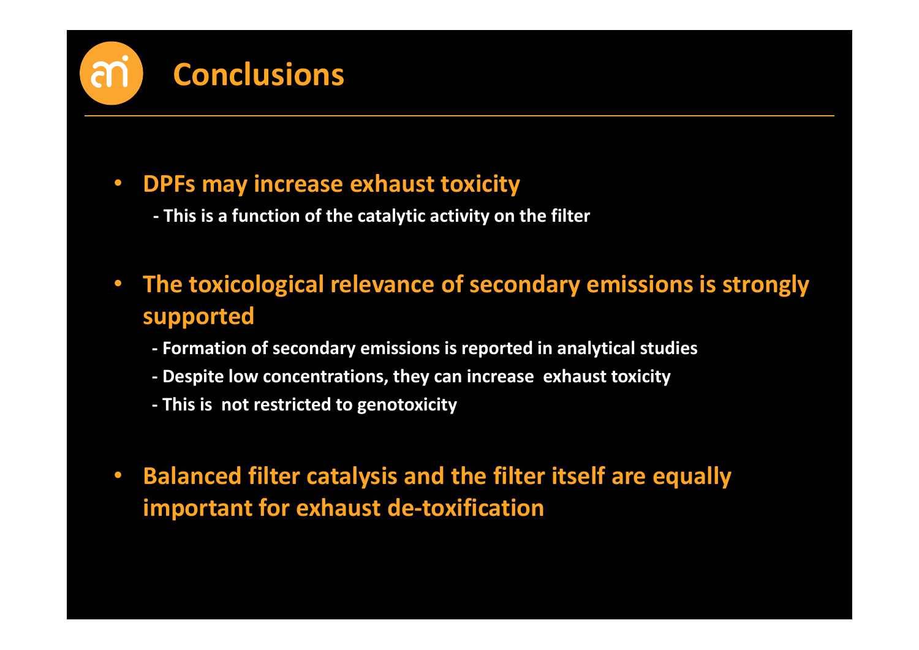# Conclusions

- **DPFs may increase exhaust toxicity**
  - This is a function of the catalytic activity on the filter

- **The toxicological relevance of secondary emissions is strongly supported**
  - Formation of secondary emissions is reported in analytical studies
  - Despite low concentrations, they can increase exhaust toxicity
  - This is not restricted to genotoxicity

- **Balanced filter catalysis and the filter itself are equally important for exhaust de-toxification**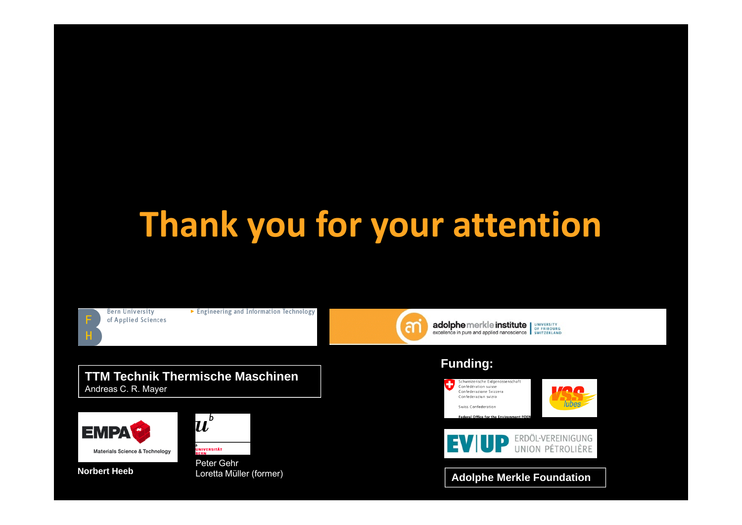# Thank you for your attention

Bern University of Applied Sciences

Engineering and Information Technology

adolphe merkle institute

excellence in pure and applied nanoscience

University of Fribourg Switzerland

**TTM Technik Thermische Maschinen**

Andreas C. R. Mayer

EMPA

Materials Science & Technology

**Norbert Heeb**

Universität Bern

Peter Gehr

Loretta Müller (former)

**Funding:**

Schweizerische Eidgenossenschaft
Confédération suisse
Confederazione Svizzera
Confederaziun svizra

Swiss Confederation

Federal Office for the Environment FOEN

VSS lubes

EV | UP ERDÖL-VEREINIGUNG UNION PÉTROLIÈRE

**Adolphe Merkle Foundation**